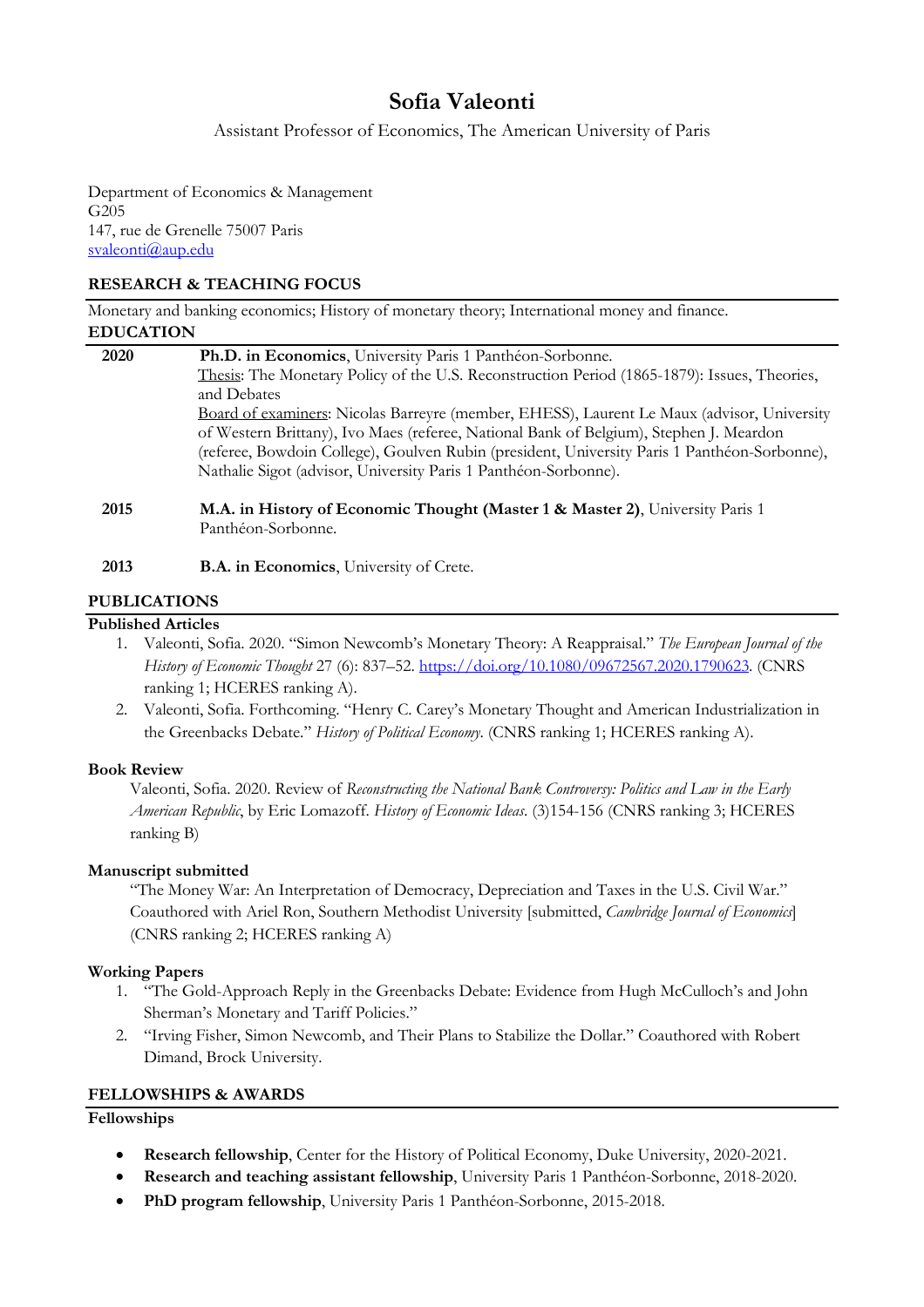# Sofia Valeonti

Assistant Professor of Economics, The American University of Paris

Department of Economics & Management
G205
147, rue de Grenelle 75007 Paris
[svaleonti@aup.edu](mailto:svaleonti@aup.edu)

## RESEARCH & TEACHING FOCUS

Monetary and banking economics; History of monetary theory; International money and finance.

## EDUCATION

**2020** — **Ph.D. in Economics**, University Paris 1 Panthéon-Sorbonne.
Thesis: The Monetary Policy of the U.S. Reconstruction Period (1865-1879): Issues, Theories, and Debates
Board of examiners: Nicolas Barreyre (member, EHESS), Laurent Le Maux (advisor, University of Western Brittany), Ivo Maes (referee, National Bank of Belgium), Stephen J. Meardon (referee, Bowdoin College), Goulven Rubin (president, University Paris 1 Panthéon-Sorbonne), Nathalie Sigot (advisor, University Paris 1 Panthéon-Sorbonne).

**2015** — **M.A. in History of Economic Thought (Master 1 & Master 2)**, University Paris 1 Panthéon-Sorbonne.

**2013** — **B.A. in Economics**, University of Crete.

## PUBLICATIONS

### Published Articles

1. Valeonti, Sofia. 2020. "Simon Newcomb's Monetary Theory: A Reappraisal." *The European Journal of the History of Economic Thought* 27 (6): 837–52. https://doi.org/10.1080/09672567.2020.1790623. (CNRS ranking 1; HCERES ranking A).
2. Valeonti, Sofia. Forthcoming. "Henry C. Carey's Monetary Thought and American Industrialization in the Greenbacks Debate." *History of Political Economy*. (CNRS ranking 1; HCERES ranking A).

### Book Review

Valeonti, Sofia. 2020. Review of *Reconstructing the National Bank Controversy: Politics and Law in the Early American Republic*, by Eric Lomazoff. *History of Economic Ideas*. (3)154-156 (CNRS ranking 3; HCERES ranking B)

### Manuscript submitted

"The Money War: An Interpretation of Democracy, Depreciation and Taxes in the U.S. Civil War." Coauthored with Ariel Ron, Southern Methodist University [submitted, *Cambridge Journal of Economics*] (CNRS ranking 2; HCERES ranking A)

### Working Papers

1. "The Gold-Approach Reply in the Greenbacks Debate: Evidence from Hugh McCulloch's and John Sherman's Monetary and Tariff Policies."
2. "Irving Fisher, Simon Newcomb, and Their Plans to Stabilize the Dollar." Coauthored with Robert Dimand, Brock University.

## FELLOWSHIPS & AWARDS

### Fellowships

- **Research fellowship**, Center for the History of Political Economy, Duke University, 2020-2021.
- **Research and teaching assistant fellowship**, University Paris 1 Panthéon-Sorbonne, 2018-2020.
- **PhD program fellowship**, University Paris 1 Panthéon-Sorbonne, 2015-2018.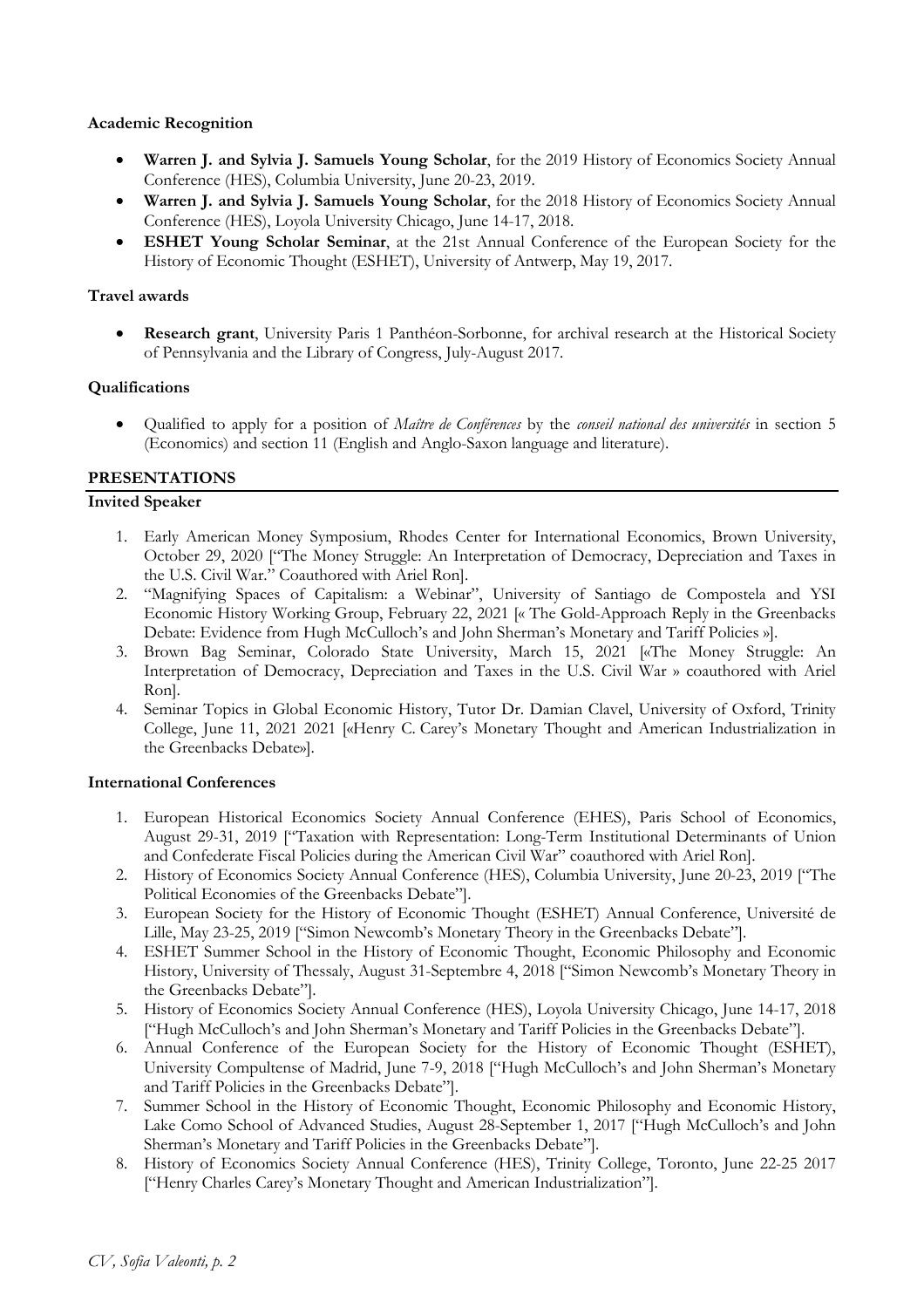**Academic Recognition**

- **Warren J. and Sylvia J. Samuels Young Scholar**, for the 2019 History of Economics Society Annual Conference (HES), Columbia University, June 20-23, 2019.
- **Warren J. and Sylvia J. Samuels Young Scholar**, for the 2018 History of Economics Society Annual Conference (HES), Loyola University Chicago, June 14-17, 2018.
- **ESHET Young Scholar Seminar**, at the 21st Annual Conference of the European Society for the History of Economic Thought (ESHET), University of Antwerp, May 19, 2017.

**Travel awards**

- **Research grant**, University Paris 1 Panthéon-Sorbonne, for archival research at the Historical Society of Pennsylvania and the Library of Congress, July-August 2017.

**Qualifications**

- Qualified to apply for a position of *Maître de Conférences* by the *conseil national des universités* in section 5 (Economics) and section 11 (English and Anglo-Saxon language and literature).

## PRESENTATIONS

**Invited Speaker**

1. Early American Money Symposium, Rhodes Center for International Economics, Brown University, October 29, 2020 ["The Money Struggle: An Interpretation of Democracy, Depreciation and Taxes in the U.S. Civil War." Coauthored with Ariel Ron].
2. "Magnifying Spaces of Capitalism: a Webinar", University of Santiago de Compostela and YSI Economic History Working Group, February 22, 2021 [« The Gold-Approach Reply in the Greenbacks Debate: Evidence from Hugh McCulloch's and John Sherman's Monetary and Tariff Policies »].
3. Brown Bag Seminar, Colorado State University, March 15, 2021 [«The Money Struggle: An Interpretation of Democracy, Depreciation and Taxes in the U.S. Civil War » coauthored with Ariel Ron].
4. Seminar Topics in Global Economic History, Tutor Dr. Damian Clavel, University of Oxford, Trinity College, June 11, 2021 2021 [«Henry C. Carey's Monetary Thought and American Industrialization in the Greenbacks Debate»].

**International Conferences**

1. European Historical Economics Society Annual Conference (EHES), Paris School of Economics, August 29-31, 2019 ["Taxation with Representation: Long-Term Institutional Determinants of Union and Confederate Fiscal Policies during the American Civil War" coauthored with Ariel Ron].
2. History of Economics Society Annual Conference (HES), Columbia University, June 20-23, 2019 ["The Political Economies of the Greenbacks Debate"].
3. European Society for the History of Economic Thought (ESHET) Annual Conference, Université de Lille, May 23-25, 2019 ["Simon Newcomb's Monetary Theory in the Greenbacks Debate"].
4. ESHET Summer School in the History of Economic Thought, Economic Philosophy and Economic History, University of Thessaly, August 31-Septembre 4, 2018 ["Simon Newcomb's Monetary Theory in the Greenbacks Debate"].
5. History of Economics Society Annual Conference (HES), Loyola University Chicago, June 14-17, 2018 ["Hugh McCulloch's and John Sherman's Monetary and Tariff Policies in the Greenbacks Debate"].
6. Annual Conference of the European Society for the History of Economic Thought (ESHET), University Compultense of Madrid, June 7-9, 2018 ["Hugh McCulloch's and John Sherman's Monetary and Tariff Policies in the Greenbacks Debate"].
7. Summer School in the History of Economic Thought, Economic Philosophy and Economic History, Lake Como School of Advanced Studies, August 28-September 1, 2017 ["Hugh McCulloch's and John Sherman's Monetary and Tariff Policies in the Greenbacks Debate"].
8. History of Economics Society Annual Conference (HES), Trinity College, Toronto, June 22-25 2017 ["Henry Charles Carey's Monetary Thought and American Industrialization"].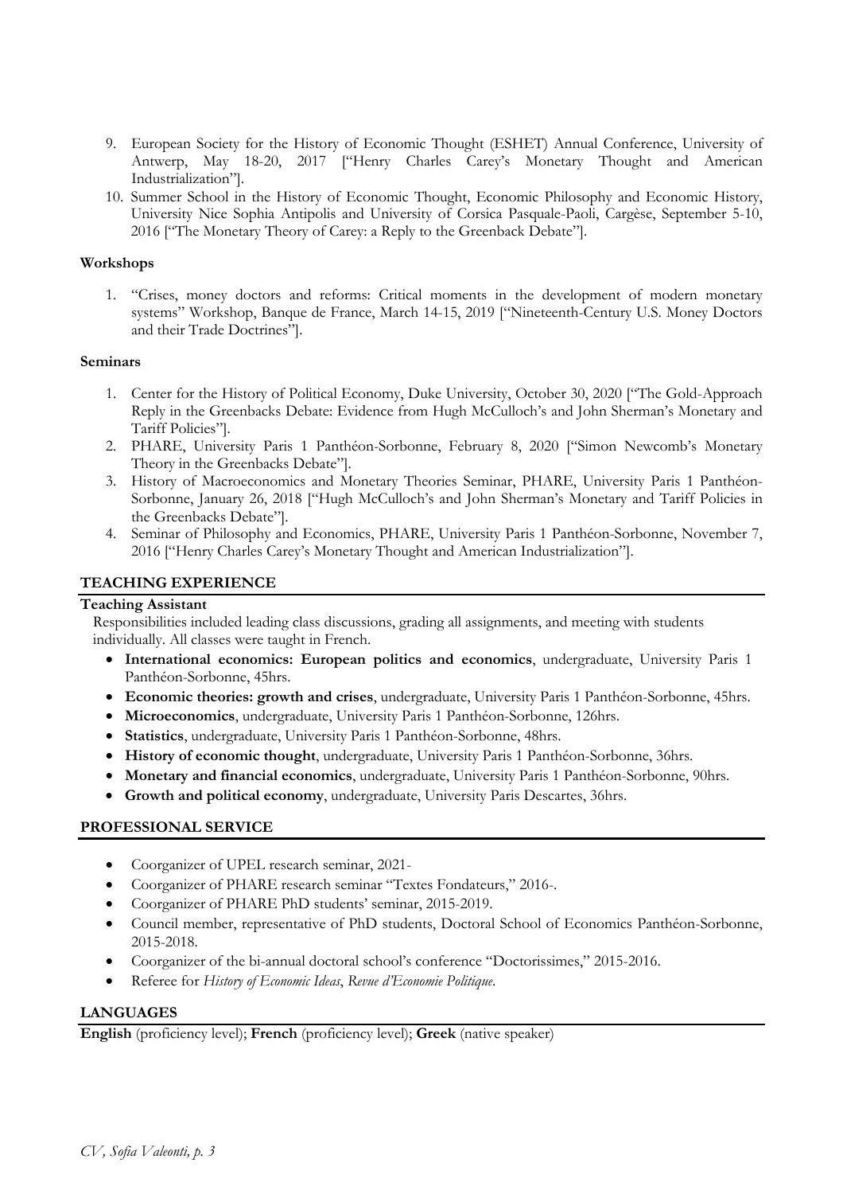9. European Society for the History of Economic Thought (ESHET) Annual Conference, University of Antwerp, May 18-20, 2017 ["Henry Charles Carey's Monetary Thought and American Industrialization"].
10. Summer School in the History of Economic Thought, Economic Philosophy and Economic History, University Nice Sophia Antipolis and University of Corsica Pasquale-Paoli, Cargèse, September 5-10, 2016 ["The Monetary Theory of Carey: a Reply to the Greenback Debate"].

**Workshops**

1. "Crises, money doctors and reforms: Critical moments in the development of modern monetary systems" Workshop, Banque de France, March 14-15, 2019 ["Nineteenth-Century U.S. Money Doctors and their Trade Doctrines"].

**Seminars**

1. Center for the History of Political Economy, Duke University, October 30, 2020 ["The Gold-Approach Reply in the Greenbacks Debate: Evidence from Hugh McCulloch's and John Sherman's Monetary and Tariff Policies"].
2. PHARE, University Paris 1 Panthéon-Sorbonne, February 8, 2020 ["Simon Newcomb's Monetary Theory in the Greenbacks Debate"].
3. History of Macroeconomics and Monetary Theories Seminar, PHARE, University Paris 1 Panthéon-Sorbonne, January 26, 2018 ["Hugh McCulloch's and John Sherman's Monetary and Tariff Policies in the Greenbacks Debate"].
4. Seminar of Philosophy and Economics, PHARE, University Paris 1 Panthéon-Sorbonne, November 7, 2016 ["Henry Charles Carey's Monetary Thought and American Industrialization"].

## TEACHING EXPERIENCE

**Teaching Assistant**

Responsibilities included leading class discussions, grading all assignments, and meeting with students individually. All classes were taught in French.

- **International economics: European politics and economics**, undergraduate, University Paris 1 Panthéon-Sorbonne, 45hrs.
- **Economic theories: growth and crises**, undergraduate, University Paris 1 Panthéon-Sorbonne, 45hrs.
- **Microeconomics**, undergraduate, University Paris 1 Panthéon-Sorbonne, 126hrs.
- **Statistics**, undergraduate, University Paris 1 Panthéon-Sorbonne, 48hrs.
- **History of economic thought**, undergraduate, University Paris 1 Panthéon-Sorbonne, 36hrs.
- **Monetary and financial economics**, undergraduate, University Paris 1 Panthéon-Sorbonne, 90hrs.
- **Growth and political economy**, undergraduate, University Paris Descartes, 36hrs.

## PROFESSIONAL SERVICE

- Coorganizer of UPEL research seminar, 2021-
- Coorganizer of PHARE research seminar "Textes Fondateurs," 2016-.
- Coorganizer of PHARE PhD students' seminar, 2015-2019.
- Council member, representative of PhD students, Doctoral School of Economics Panthéon-Sorbonne, 2015-2018.
- Coorganizer of the bi-annual doctoral school's conference "Doctorissimes," 2015-2016.
- Referee for *History of Economic Ideas*, *Revue d'Economie Politique*.

## LANGUAGES

**English** (proficiency level); **French** (proficiency level); **Greek** (native speaker)